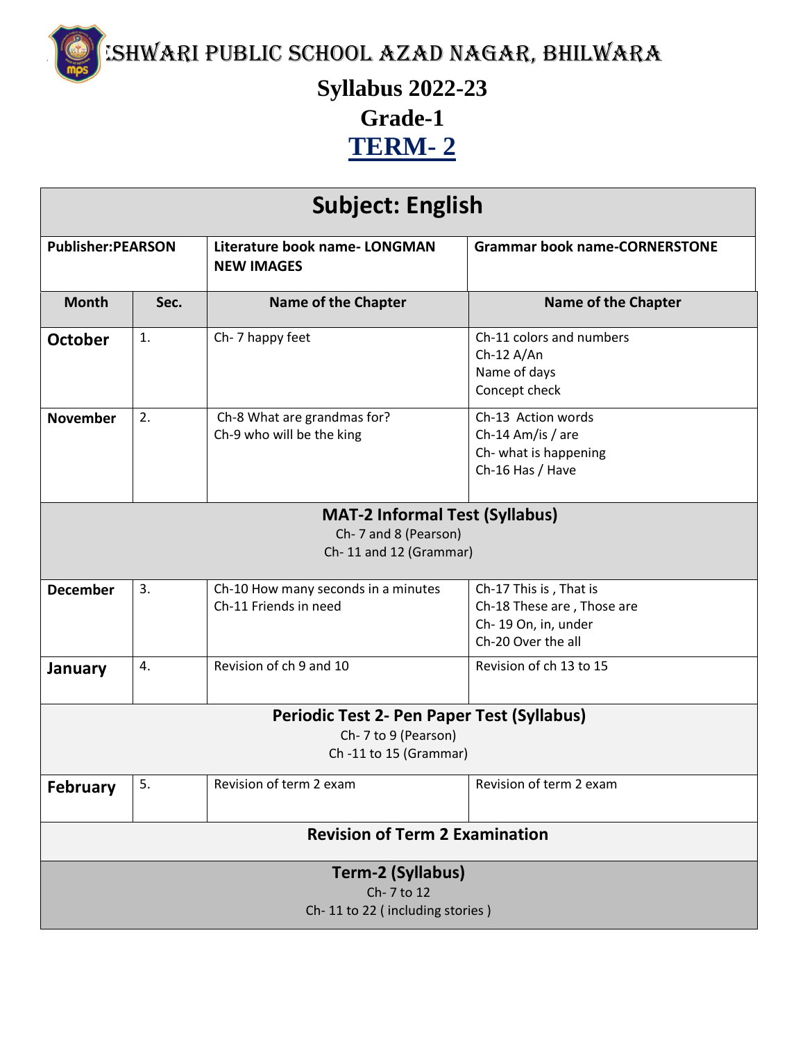# ESHWARI PUBLIC SCHOOL AZAD NAGAR, BHILWARA

## Syllabus 2022-23

## Grade-1

## TERM- 2

| Subject: English | | | |
|---|---|---|---|
| **Publisher:PEARSON** | | **Literature book name- LONGMAN NEW IMAGES** | **Grammar book name-CORNERSTONE** |
| **Month** | **Sec.** | **Name of the Chapter** | **Name of the Chapter** |
| **October** | 1. | Ch- 7 happy feet | Ch-11 colors and numbers<br>Ch-12 A/An<br>Name of days<br>Concept check |
| **November** | 2. | Ch-8 What are grandmas for?<br>Ch-9 who will be the king | Ch-13 Action words<br>Ch-14 Am/is / are<br>Ch- what is happening<br>Ch-16 Has / Have |
| **MAT-2 Informal Test (Syllabus)**<br>Ch- 7 and 8 (Pearson)<br>Ch- 11 and 12 (Grammar) | | | |
| **December** | 3. | Ch-10 How many seconds in a minutes<br>Ch-11 Friends in need | Ch-17 This is , That is<br>Ch-18 These are , Those are<br>Ch- 19 On, in, under<br>Ch-20 Over the all |
| **January** | 4. | Revision of ch 9 and 10 | Revision of ch 13 to 15 |
| **Periodic Test 2- Pen Paper Test (Syllabus)**<br>Ch- 7 to 9 (Pearson)<br>Ch -11 to 15 (Grammar) | | | |
| **February** | 5. | Revision of term 2 exam | Revision of term 2 exam |
| **Revision of Term 2 Examination** | | | |
| **Term-2 (Syllabus)**<br>Ch- 7 to 12<br>Ch- 11 to 22 ( including stories ) | | | |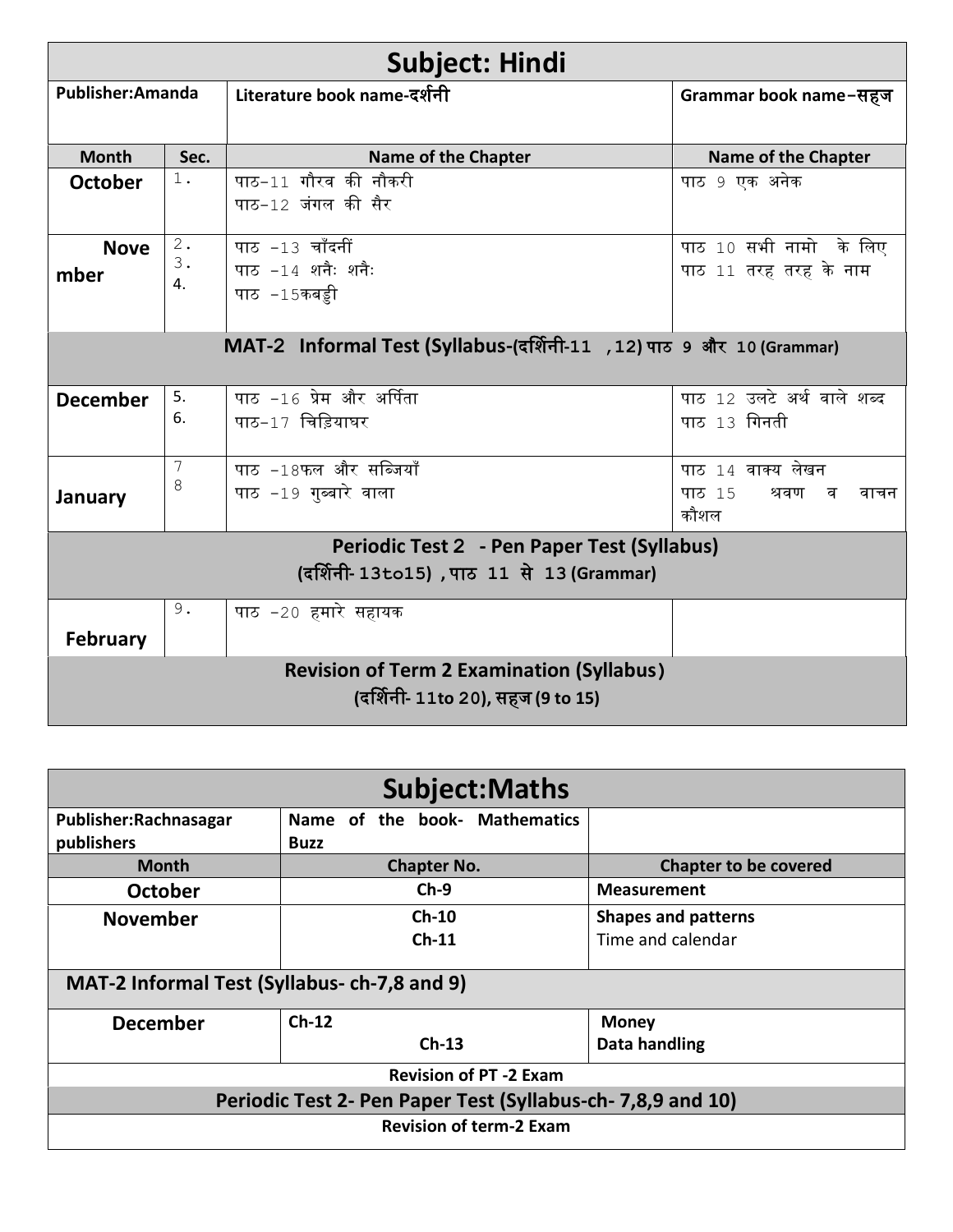## Subject: Hindi

| Publisher:Amanda | | Literature book name-दर्शनी | Grammar book name–सहज |
|---|---|---|---|
| **Month** | **Sec.** | **Name of the Chapter** | **Name of the Chapter** |
| **October** | 1. | पाठ–11 गौरव की नौकरी<br>पाठ–12 जंगल की सैर | पाठ 9 एक अनेक |
| **November** | 2.<br>3.<br>4. | पाठ –13 चाँदनीं<br>पाठ –14 शनैः शनैः<br>पाठ –15कबड्डी | पाठ 10 सभी नामो के लिए<br>पाठ 11 तरह तरह के नाम |
| **MAT-2 Informal Test (Syllabus-(दर्शिनी-11 ,12) पाठ 9 और 10 (Grammar)** | | | |
| **December** | 5.<br>6. | पाठ –16 प्रेम और अर्पिता<br>पाठ–17 चिड़ियाघर | पाठ 12 उलटे अर्थ वाले शब्द<br>पाठ 13 गिनती |
| **January** | 7<br>8 | पाठ –18फल और सब्जियाँ<br>पाठ –19 गुब्बारे वाला | पाठ 14 वाक्य लेखन<br>पाठ 15 श्रवण व वाचन कौशल |
| **Periodic Test 2 - Pen Paper Test (Syllabus)**<br>**(दर्शिनी- 13to15) ,पाठ 11 से 13 (Grammar)** | | | |
| **February** | 9. | पाठ –20 हमारे सहायक | |
| **Revision of Term 2 Examination (Syllabus)**<br>**(दर्शिनी- 11to 20), सहज (9 to 15)** | | | |

## Subject:Maths

| Publisher:Rachnasagar publishers | Name of the book- Mathematics Buzz | |
|---|---|---|
| **Month** | **Chapter No.** | **Chapter to be covered** |
| **October** | **Ch-9** | **Measurement** |
| **November** | **Ch-10**<br>**Ch-11** | **Shapes and patterns**<br>Time and calendar |
| **MAT-2 Informal Test (Syllabus- ch-7,8 and 9)** | | |
| **December** | **Ch-12**<br>**Ch-13** | **Money**<br>**Data handling** |
| **Revision of PT -2 Exam** | | |
| **Periodic Test 2- Pen Paper Test (Syllabus-ch- 7,8,9 and 10)** | | |
| **Revision of term-2 Exam** | | |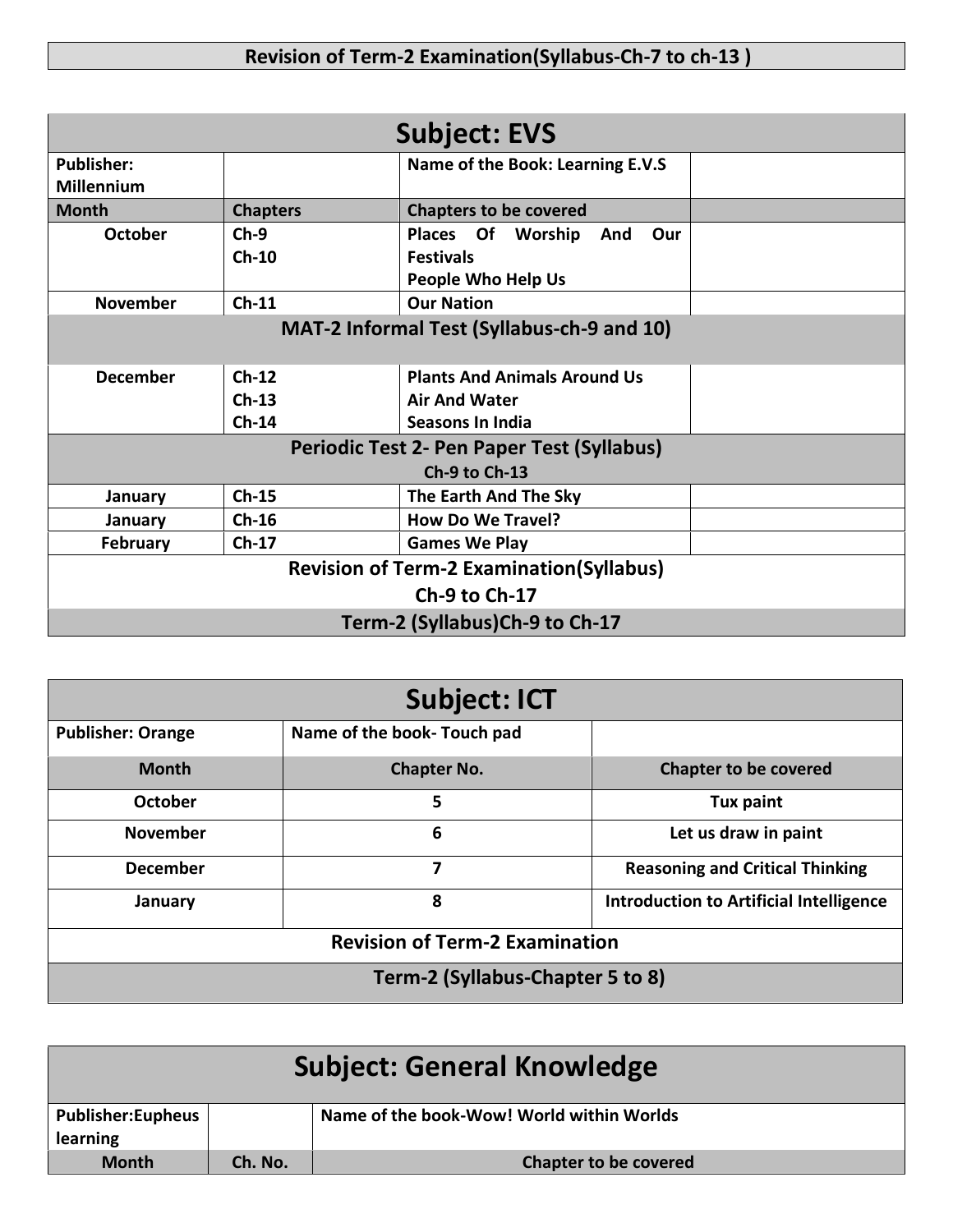| Revision of Term-2 Examination(Syllabus-Ch-7 to ch-13 ) |
|---|

## Subject: EVS

| Publisher: Millennium | | Name of the Book: Learning E.V.S | |
|---|---|---|---|
| **Month** | **Chapters** | **Chapters to be covered** | |
| October | Ch-9<br>Ch-10 | Places Of Worship And Our Festivals<br>People Who Help Us | |
| November | Ch-11 | Our Nation | |
| **MAT-2 Informal Test (Syllabus-ch-9 and 10)** | | | |
| December | Ch-12<br>Ch-13<br>Ch-14 | Plants And Animals Around Us<br>Air And Water<br>Seasons In India | |
| **Periodic Test 2- Pen Paper Test (Syllabus) Ch-9 to Ch-13** | | | |
| January | Ch-15 | The Earth And The Sky | |
| January | Ch-16 | How Do We Travel? | |
| February | Ch-17 | Games We Play | |
| **Revision of Term-2 Examination(Syllabus) Ch-9 to Ch-17** | | | |
| **Term-2 (Syllabus)Ch-9 to Ch-17** | | | |

## Subject: ICT

| Publisher: Orange | Name of the book- Touch pad | |
|---|---|---|
| **Month** | **Chapter No.** | **Chapter to be covered** |
| October | 5 | Tux paint |
| November | 6 | Let us draw in paint |
| December | 7 | Reasoning and Critical Thinking |
| January | 8 | Introduction to Artificial Intelligence |
| **Revision of Term-2 Examination** | | |
| **Term-2 (Syllabus-Chapter 5 to 8)** | | |

## Subject: General Knowledge

| Publisher:Eupheus learning | | Name of the book-Wow! World within Worlds |
|---|---|---|
| **Month** | **Ch. No.** | **Chapter to be covered** |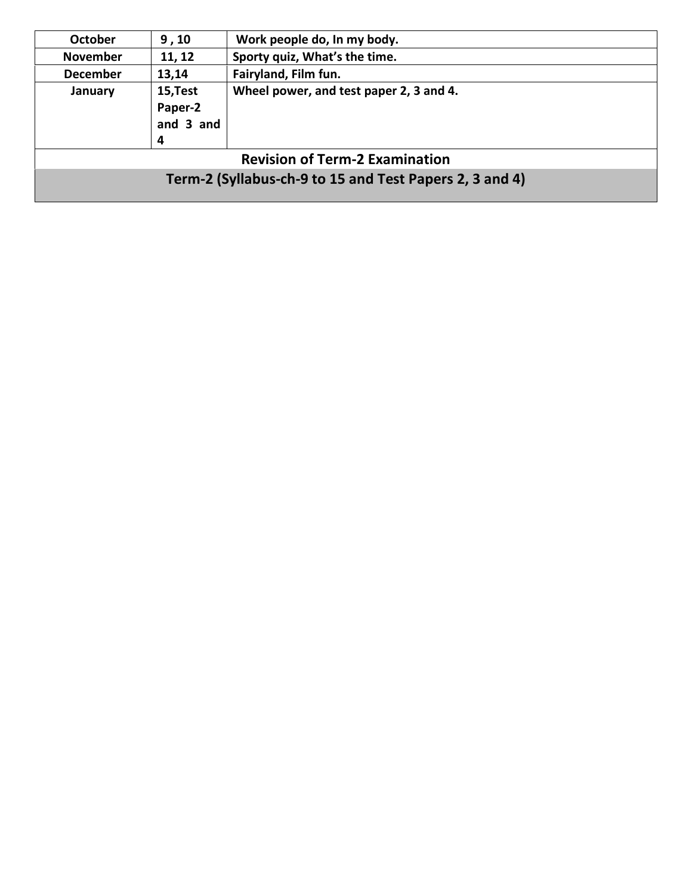| | | |
|---|---|---|
| **October** | **9 , 10** | **Work people do, In my body.** |
| **November** | **11, 12** | **Sporty quiz, What's the time.** |
| **December** | **13,14** | **Fairyland, Film fun.** |
| **January** | **15,Test Paper-2 and 3 and 4** | **Wheel power, and test paper 2, 3 and 4.** |
| **Revision of Term-2 Examination** | | |
| **Term-2 (Syllabus-ch-9 to 15 and Test Papers 2, 3 and 4)** | | |